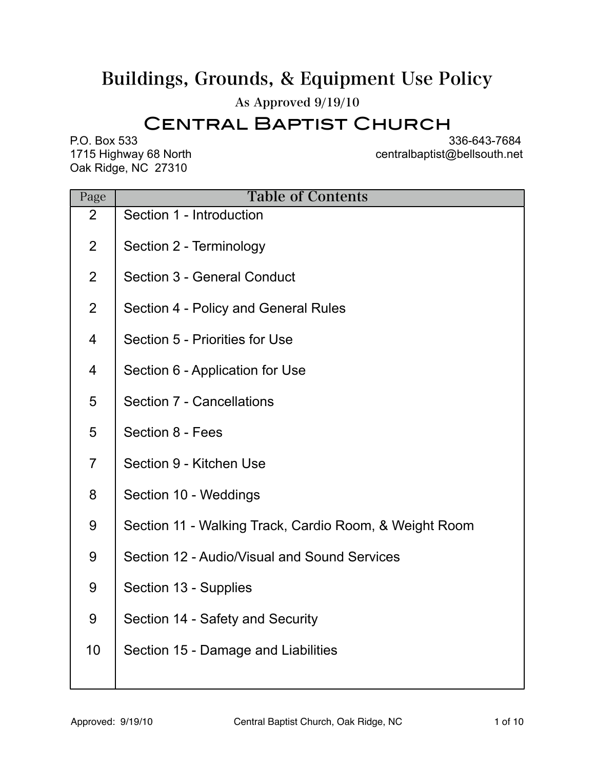# Buildings, Grounds, & Equipment Use Policy

As Approved 9/19/10

## Central Baptist Church

P.O. Box 533
1715 Highway 68 North
Oak Ridge, NC 27310

336-643-7684
centralbaptist@bellsouth.net

| Page | Table of Contents |
|---|---|
| 2 | Section 1 - Introduction |
| 2 | Section 2 - Terminology |
| 2 | Section 3 - General Conduct |
| 2 | Section 4 - Policy and General Rules |
| 4 | Section 5 - Priorities for Use |
| 4 | Section 6 - Application for Use |
| 5 | Section 7 - Cancellations |
| 5 | Section 8 - Fees |
| 7 | Section 9 - Kitchen Use |
| 8 | Section 10 - Weddings |
| 9 | Section 11 - Walking Track, Cardio Room, & Weight Room |
| 9 | Section 12 - Audio/Visual and Sound Services |
| 9 | Section 13 - Supplies |
| 9 | Section 14 - Safety and Security |
| 10 | Section 15 - Damage and Liabilities |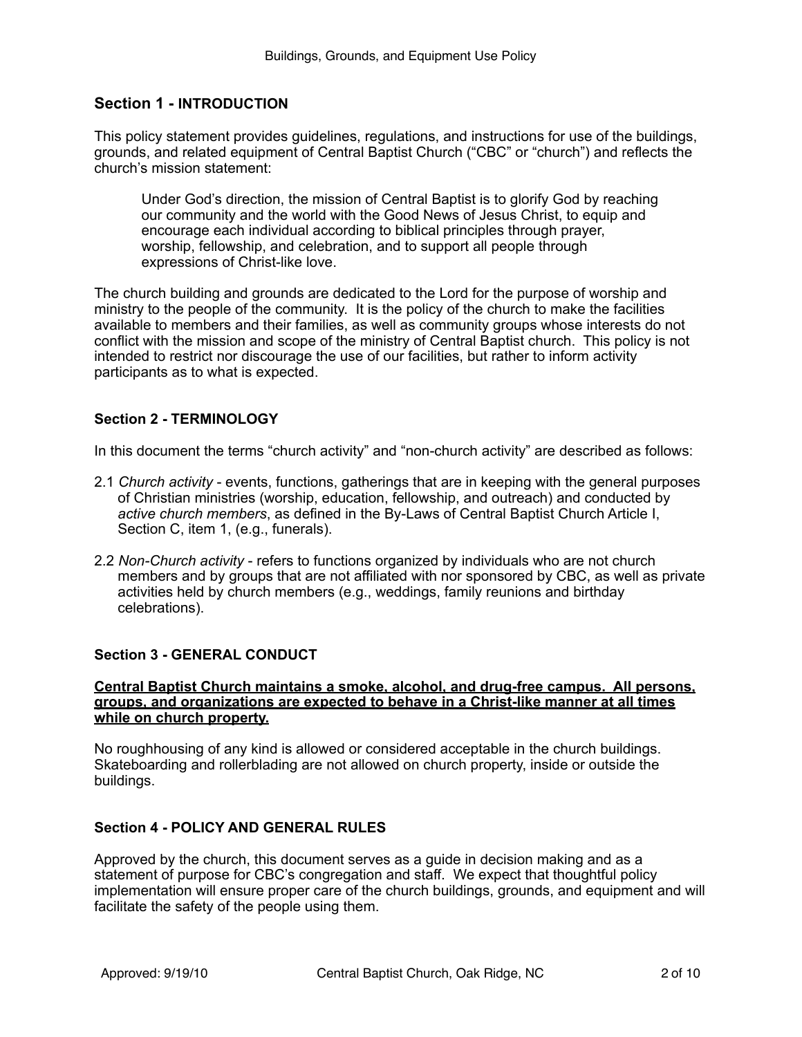## Section 1 - INTRODUCTION

This policy statement provides guidelines, regulations, and instructions for use of the buildings, grounds, and related equipment of Central Baptist Church ("CBC" or "church") and reflects the church's mission statement:

> Under God's direction, the mission of Central Baptist is to glorify God by reaching our community and the world with the Good News of Jesus Christ, to equip and encourage each individual according to biblical principles through prayer, worship, fellowship, and celebration, and to support all people through expressions of Christ-like love.

The church building and grounds are dedicated to the Lord for the purpose of worship and ministry to the people of the community. It is the policy of the church to make the facilities available to members and their families, as well as community groups whose interests do not conflict with the mission and scope of the ministry of Central Baptist church. This policy is not intended to restrict nor discourage the use of our facilities, but rather to inform activity participants as to what is expected.

### Section 2 - TERMINOLOGY

In this document the terms "church activity" and "non-church activity" are described as follows:

2.1 *Church activity* - events, functions, gatherings that are in keeping with the general purposes of Christian ministries (worship, education, fellowship, and outreach) and conducted by *active church members*, as defined in the By-Laws of Central Baptist Church Article I, Section C, item 1, (e.g., funerals).

2.2 *Non-Church activity* - refers to functions organized by individuals who are not church members and by groups that are not affiliated with nor sponsored by CBC, as well as private activities held by church members (e.g., weddings, family reunions and birthday celebrations).

### Section 3 - GENERAL CONDUCT

**<u>Central Baptist Church maintains a smoke, alcohol, and drug-free campus. All persons, groups, and organizations are expected to behave in a Christ-like manner at all times while on church property.</u>**

No roughhousing of any kind is allowed or considered acceptable in the church buildings. Skateboarding and rollerblading are not allowed on church property, inside or outside the buildings.

### Section 4 - POLICY AND GENERAL RULES

Approved by the church, this document serves as a guide in decision making and as a statement of purpose for CBC's congregation and staff. We expect that thoughtful policy implementation will ensure proper care of the church buildings, grounds, and equipment and will facilitate the safety of the people using them.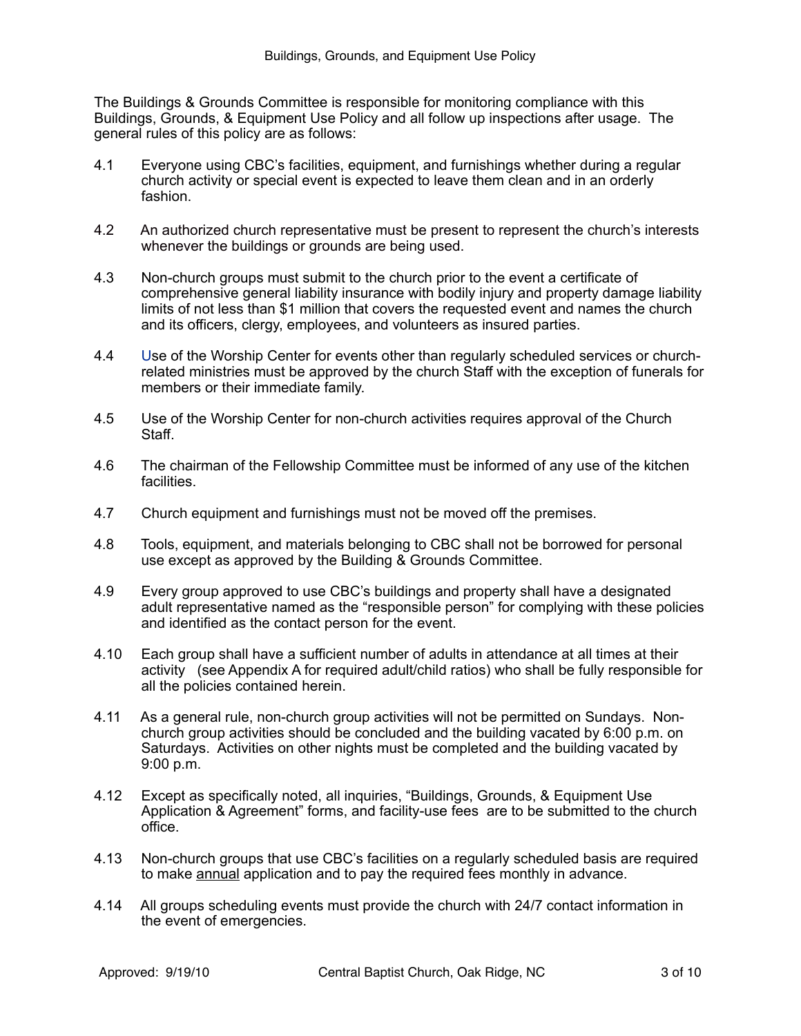The Buildings & Grounds Committee is responsible for monitoring compliance with this Buildings, Grounds, & Equipment Use Policy and all follow up inspections after usage. The general rules of this policy are as follows:

4.1 Everyone using CBC's facilities, equipment, and furnishings whether during a regular church activity or special event is expected to leave them clean and in an orderly fashion.

4.2 An authorized church representative must be present to represent the church's interests whenever the buildings or grounds are being used.

4.3 Non-church groups must submit to the church prior to the event a certificate of comprehensive general liability insurance with bodily injury and property damage liability limits of not less than $1 million that covers the requested event and names the church and its officers, clergy, employees, and volunteers as insured parties.

4.4 Use of the Worship Center for events other than regularly scheduled services or church-related ministries must be approved by the church Staff with the exception of funerals for members or their immediate family.

4.5 Use of the Worship Center for non-church activities requires approval of the Church Staff.

4.6 The chairman of the Fellowship Committee must be informed of any use of the kitchen facilities.

4.7 Church equipment and furnishings must not be moved off the premises.

4.8 Tools, equipment, and materials belonging to CBC shall not be borrowed for personal use except as approved by the Building & Grounds Committee.

4.9 Every group approved to use CBC's buildings and property shall have a designated adult representative named as the "responsible person" for complying with these policies and identified as the contact person for the event.

4.10 Each group shall have a sufficient number of adults in attendance at all times at their activity (see Appendix A for required adult/child ratios) who shall be fully responsible for all the policies contained herein.

4.11 As a general rule, non-church group activities will not be permitted on Sundays. Non-church group activities should be concluded and the building vacated by 6:00 p.m. on Saturdays. Activities on other nights must be completed and the building vacated by 9:00 p.m.

4.12 Except as specifically noted, all inquiries, "Buildings, Grounds, & Equipment Use Application & Agreement" forms, and facility-use fees are to be submitted to the church office.

4.13 Non-church groups that use CBC's facilities on a regularly scheduled basis are required to make <u>annual</u> application and to pay the required fees monthly in advance.

4.14 All groups scheduling events must provide the church with 24/7 contact information in the event of emergencies.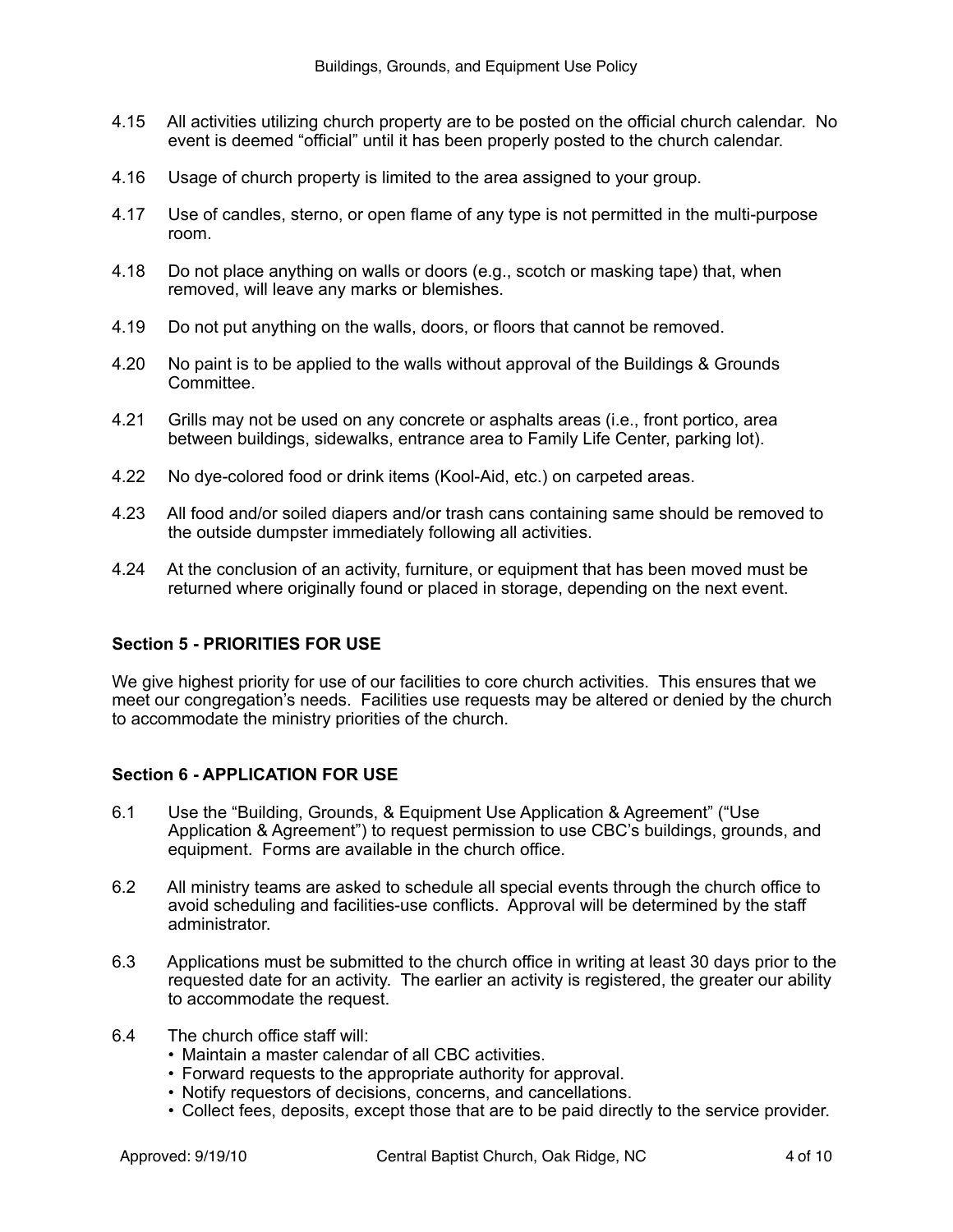4.15 All activities utilizing church property are to be posted on the official church calendar. No event is deemed "official" until it has been properly posted to the church calendar.

4.16 Usage of church property is limited to the area assigned to your group.

4.17 Use of candles, sterno, or open flame of any type is not permitted in the multi-purpose room.

4.18 Do not place anything on walls or doors (e.g., scotch or masking tape) that, when removed, will leave any marks or blemishes.

4.19 Do not put anything on the walls, doors, or floors that cannot be removed.

4.20 No paint is to be applied to the walls without approval of the Buildings & Grounds Committee.

4.21 Grills may not be used on any concrete or asphalts areas (i.e., front portico, area between buildings, sidewalks, entrance area to Family Life Center, parking lot).

4.22 No dye-colored food or drink items (Kool-Aid, etc.) on carpeted areas.

4.23 All food and/or soiled diapers and/or trash cans containing same should be removed to the outside dumpster immediately following all activities.

4.24 At the conclusion of an activity, furniture, or equipment that has been moved must be returned where originally found or placed in storage, depending on the next event.

## Section 5 - PRIORITIES FOR USE

We give highest priority for use of our facilities to core church activities. This ensures that we meet our congregation's needs. Facilities use requests may be altered or denied by the church to accommodate the ministry priorities of the church.

## Section 6 - APPLICATION FOR USE

6.1 Use the "Building, Grounds, & Equipment Use Application & Agreement" ("Use Application & Agreement") to request permission to use CBC's buildings, grounds, and equipment. Forms are available in the church office.

6.2 All ministry teams are asked to schedule all special events through the church office to avoid scheduling and facilities-use conflicts. Approval will be determined by the staff administrator.

6.3 Applications must be submitted to the church office in writing at least 30 days prior to the requested date for an activity. The earlier an activity is registered, the greater our ability to accommodate the request.

6.4 The church office staff will:
- Maintain a master calendar of all CBC activities.
- Forward requests to the appropriate authority for approval.
- Notify requestors of decisions, concerns, and cancellations.
- Collect fees, deposits, except those that are to be paid directly to the service provider.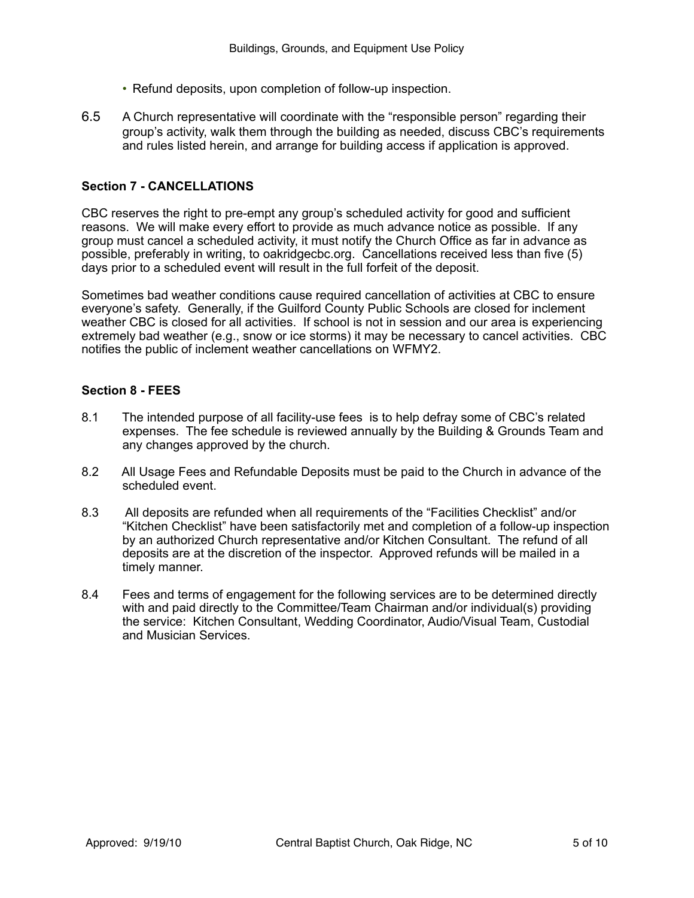- Refund deposits, upon completion of follow-up inspection.

6.5 A Church representative will coordinate with the “responsible person” regarding their group’s activity, walk them through the building as needed, discuss CBC’s requirements and rules listed herein, and arrange for building access if application is approved.

**Section 7 - CANCELLATIONS**

CBC reserves the right to pre-empt any group’s scheduled activity for good and sufficient reasons. We will make every effort to provide as much advance notice as possible. If any group must cancel a scheduled activity, it must notify the Church Office as far in advance as possible, preferably in writing, to oakridgecbc.org. Cancellations received less than five (5) days prior to a scheduled event will result in the full forfeit of the deposit.

Sometimes bad weather conditions cause required cancellation of activities at CBC to ensure everyone’s safety. Generally, if the Guilford County Public Schools are closed for inclement weather CBC is closed for all activities. If school is not in session and our area is experiencing extremely bad weather (e.g., snow or ice storms) it may be necessary to cancel activities. CBC notifies the public of inclement weather cancellations on WFMY2.

**Section 8 - FEES**

8.1 The intended purpose of all facility-use fees is to help defray some of CBC’s related expenses. The fee schedule is reviewed annually by the Building & Grounds Team and any changes approved by the church.

8.2 All Usage Fees and Refundable Deposits must be paid to the Church in advance of the scheduled event.

8.3 All deposits are refunded when all requirements of the “Facilities Checklist” and/or “Kitchen Checklist” have been satisfactorily met and completion of a follow-up inspection by an authorized Church representative and/or Kitchen Consultant. The refund of all deposits are at the discretion of the inspector. Approved refunds will be mailed in a timely manner.

8.4 Fees and terms of engagement for the following services are to be determined directly with and paid directly to the Committee/Team Chairman and/or individual(s) providing the service: Kitchen Consultant, Wedding Coordinator, Audio/Visual Team, Custodial and Musician Services.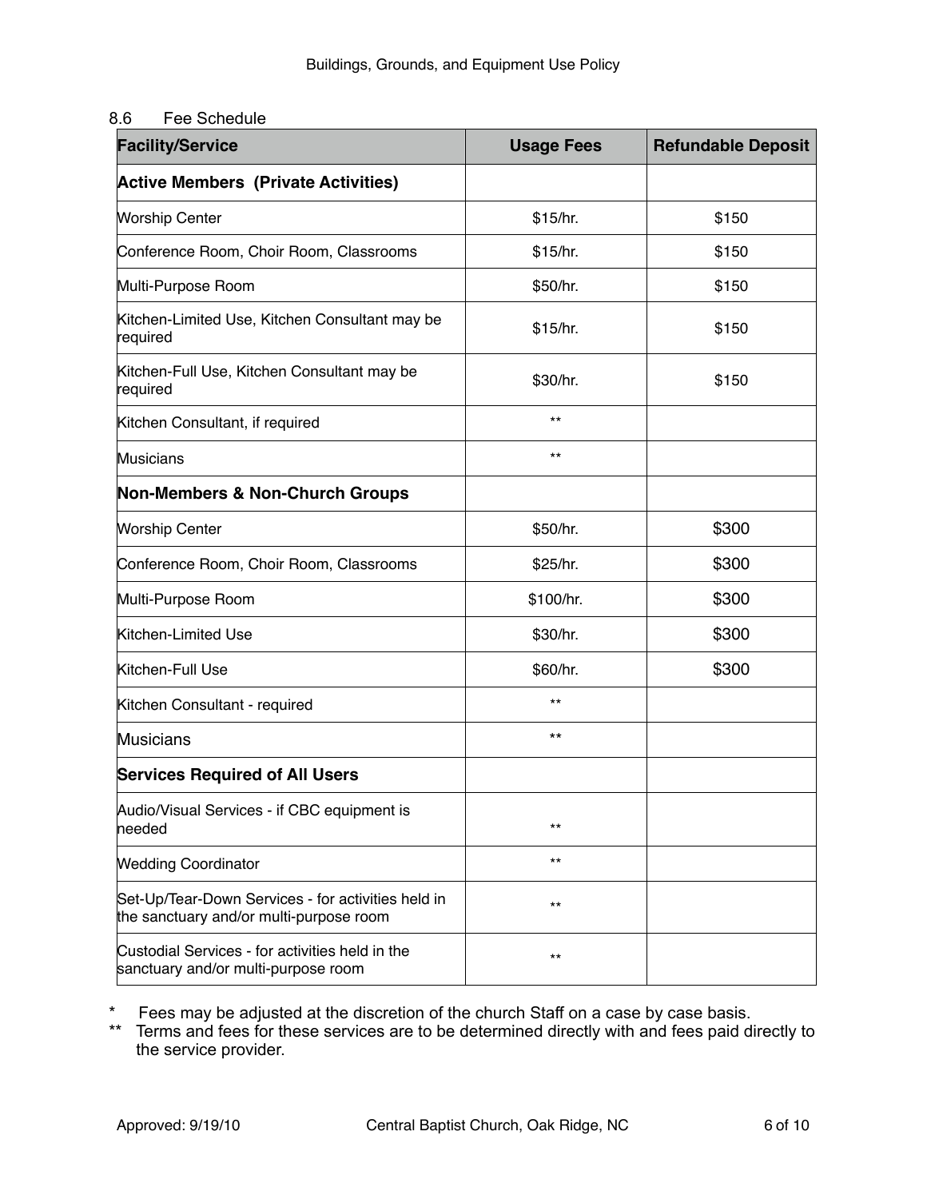### 8.6 Fee Schedule

| Facility/Service | Usage Fees | Refundable Deposit |
|---|---|---|
| **Active Members (Private Activities)** | | |
| Worship Center | $15/hr. | $150 |
| Conference Room, Choir Room, Classrooms | $15/hr. | $150 |
| Multi-Purpose Room | $50/hr. | $150 |
| Kitchen-Limited Use, Kitchen Consultant may be required | $15/hr. | $150 |
| Kitchen-Full Use, Kitchen Consultant may be required | $30/hr. | $150 |
| Kitchen Consultant, if required | ** | |
| Musicians | ** | |
| **Non-Members & Non-Church Groups** | | |
| Worship Center | $50/hr. | $300 |
| Conference Room, Choir Room, Classrooms | $25/hr. | $300 |
| Multi-Purpose Room | $100/hr. | $300 |
| Kitchen-Limited Use | $30/hr. | $300 |
| Kitchen-Full Use | $60/hr. | $300 |
| Kitchen Consultant - required | ** | |
| Musicians | ** | |
| **Services Required of All Users** | | |
| Audio/Visual Services - if CBC equipment is needed | ** | |
| Wedding Coordinator | ** | |
| Set-Up/Tear-Down Services - for activities held in the sanctuary and/or multi-purpose room | ** | |
| Custodial Services - for activities held in the sanctuary and/or multi-purpose room | ** | |

\* Fees may be adjusted at the discretion of the church Staff on a case by case basis.

** Terms and fees for these services are to be determined directly with and fees paid directly to the service provider.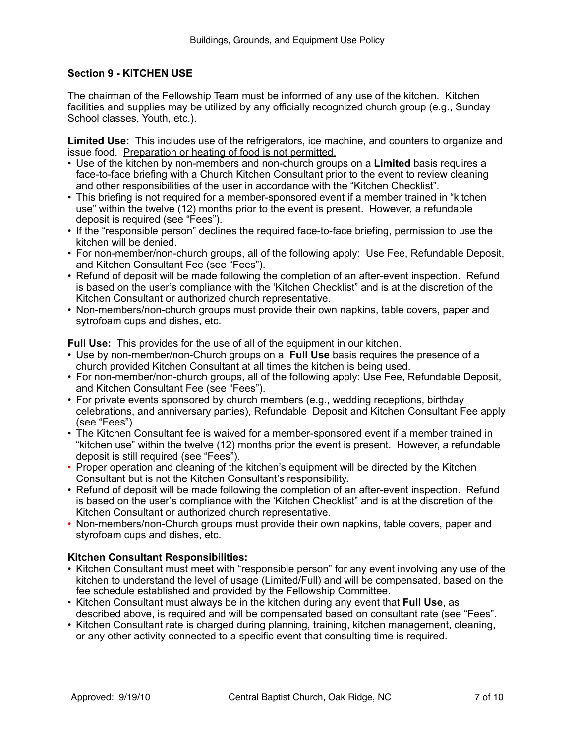## Section 9 - KITCHEN USE

The chairman of the Fellowship Team must be informed of any use of the kitchen. Kitchen facilities and supplies may be utilized by any officially recognized church group (e.g., Sunday School classes, Youth, etc.).

**Limited Use:** This includes use of the refrigerators, ice machine, and counters to organize and issue food. <u>Preparation or heating of food is not permitted.</u>

- Use of the kitchen by non-members and non-church groups on a **Limited** basis requires a face-to-face briefing with a Church Kitchen Consultant prior to the event to review cleaning and other responsibilities of the user in accordance with the "Kitchen Checklist".
- This briefing is not required for a member-sponsored event if a member trained in "kitchen use" within the twelve (12) months prior to the event is present. However, a refundable deposit is required (see "Fees").
- If the "responsible person" declines the required face-to-face briefing, permission to use the kitchen will be denied.
- For non-member/non-church groups, all of the following apply: Use Fee, Refundable Deposit, and Kitchen Consultant Fee (see "Fees").
- Refund of deposit will be made following the completion of an after-event inspection. Refund is based on the user's compliance with the 'Kitchen Checklist" and is at the discretion of the Kitchen Consultant or authorized church representative.
- Non-members/non-church groups must provide their own napkins, table covers, paper and sytrofoam cups and dishes, etc.

**Full Use:** This provides for the use of all of the equipment in our kitchen.

- Use by non-member/non-Church groups on a **Full Use** basis requires the presence of a church provided Kitchen Consultant at all times the kitchen is being used.
- For non-member/non-church groups, all of the following apply: Use Fee, Refundable Deposit, and Kitchen Consultant Fee (see "Fees").
- For private events sponsored by church members (e.g., wedding receptions, birthday celebrations, and anniversary parties), Refundable Deposit and Kitchen Consultant Fee apply (see "Fees").
- The Kitchen Consultant fee is waived for a member-sponsored event if a member trained in "kitchen use" within the twelve (12) months prior the event is present. However, a refundable deposit is still required (see "Fees").
- Proper operation and cleaning of the kitchen's equipment will be directed by the Kitchen Consultant but is <u>not</u> the Kitchen Consultant's responsibility.
- Refund of deposit will be made following the completion of an after-event inspection. Refund is based on the user's compliance with the 'Kitchen Checklist" and is at the discretion of the Kitchen Consultant or authorized church representative.
- Non-members/non-Church groups must provide their own napkins, table covers, paper and styrofoam cups and dishes, etc.

**Kitchen Consultant Responsibilities:**

- Kitchen Consultant must meet with "responsible person" for any event involving any use of the kitchen to understand the level of usage (Limited/Full) and will be compensated, based on the fee schedule established and provided by the Fellowship Committee.
- Kitchen Consultant must always be in the kitchen during any event that **Full Use**, as described above, is required and will be compensated based on consultant rate (see "Fees".
- Kitchen Consultant rate is charged during planning, training, kitchen management, cleaning, or any other activity connected to a specific event that consulting time is required.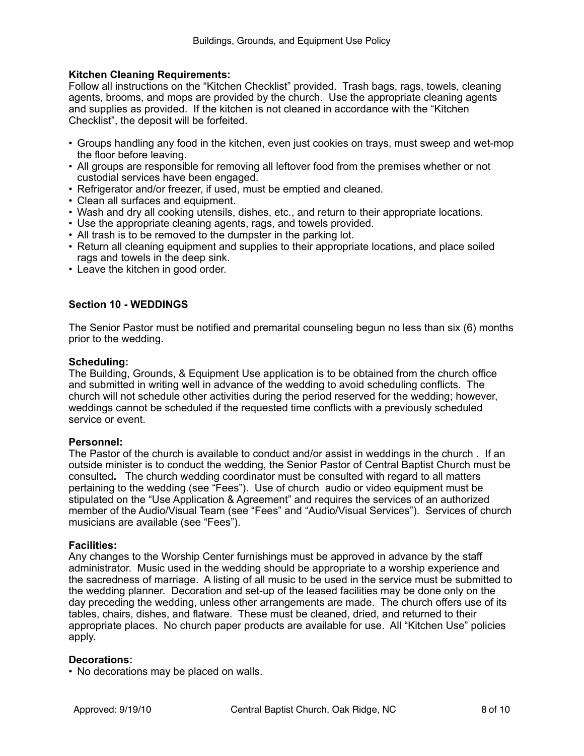**Kitchen Cleaning Requirements:**
Follow all instructions on the "Kitchen Checklist" provided. Trash bags, rags, towels, cleaning agents, brooms, and mops are provided by the church. Use the appropriate cleaning agents and supplies as provided. If the kitchen is not cleaned in accordance with the "Kitchen Checklist", the deposit will be forfeited.

- Groups handling any food in the kitchen, even just cookies on trays, must sweep and wet-mop the floor before leaving.
- All groups are responsible for removing all leftover food from the premises whether or not custodial services have been engaged.
- Refrigerator and/or freezer, if used, must be emptied and cleaned.
- Clean all surfaces and equipment.
- Wash and dry all cooking utensils, dishes, etc., and return to their appropriate locations.
- Use the appropriate cleaning agents, rags, and towels provided.
- All trash is to be removed to the dumpster in the parking lot.
- Return all cleaning equipment and supplies to their appropriate locations, and place soiled rags and towels in the deep sink.
- Leave the kitchen in good order.

## Section 10 - WEDDINGS

The Senior Pastor must be notified and premarital counseling begun no less than six (6) months prior to the wedding.

**Scheduling:**
The Building, Grounds, & Equipment Use application is to be obtained from the church office and submitted in writing well in advance of the wedding to avoid scheduling conflicts. The church will not schedule other activities during the period reserved for the wedding; however, weddings cannot be scheduled if the requested time conflicts with a previously scheduled service or event.

**Personnel:**
The Pastor of the church is available to conduct and/or assist in weddings in the church . If an outside minister is to conduct the wedding, the Senior Pastor of Central Baptist Church must be consulted**.** The church wedding coordinator must be consulted with regard to all matters pertaining to the wedding (see "Fees"). Use of church audio or video equipment must be stipulated on the "Use Application & Agreement" and requires the services of an authorized member of the Audio/Visual Team (see "Fees" and "Audio/Visual Services"). Services of church musicians are available (see "Fees").

**Facilities:**
Any changes to the Worship Center furnishings must be approved in advance by the staff administrator. Music used in the wedding should be appropriate to a worship experience and the sacredness of marriage. A listing of all music to be used in the service must be submitted to the wedding planner. Decoration and set-up of the leased facilities may be done only on the day preceding the wedding, unless other arrangements are made. The church offers use of its tables, chairs, dishes, and flatware. These must be cleaned, dried, and returned to their appropriate places. No church paper products are available for use. All "Kitchen Use" policies apply.

**Decorations:**
- No decorations may be placed on walls.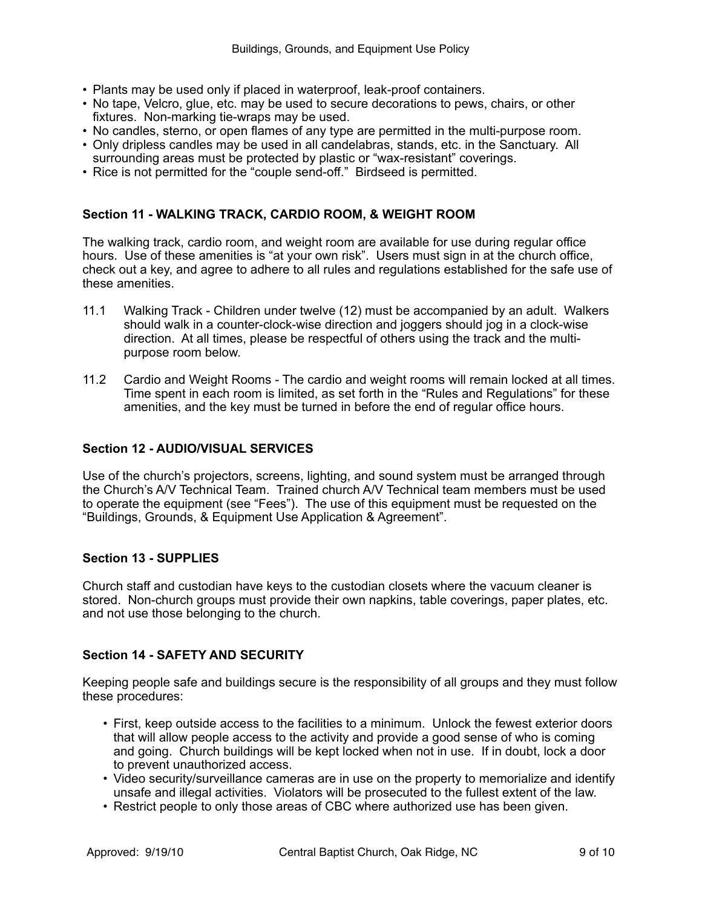- Plants may be used only if placed in waterproof, leak-proof containers.
- No tape, Velcro, glue, etc. may be used to secure decorations to pews, chairs, or other fixtures. Non-marking tie-wraps may be used.
- No candles, sterno, or open flames of any type are permitted in the multi-purpose room.
- Only dripless candles may be used in all candelabras, stands, etc. in the Sanctuary. All surrounding areas must be protected by plastic or "wax-resistant" coverings.
- Rice is not permitted for the "couple send-off." Birdseed is permitted.

### Section 11 - WALKING TRACK, CARDIO ROOM, & WEIGHT ROOM

The walking track, cardio room, and weight room are available for use during regular office hours. Use of these amenities is "at your own risk". Users must sign in at the church office, check out a key, and agree to adhere to all rules and regulations established for the safe use of these amenities.

11.1 Walking Track - Children under twelve (12) must be accompanied by an adult. Walkers should walk in a counter-clock-wise direction and joggers should jog in a clock-wise direction. At all times, please be respectful of others using the track and the multi-purpose room below.

11.2 Cardio and Weight Rooms - The cardio and weight rooms will remain locked at all times. Time spent in each room is limited, as set forth in the "Rules and Regulations" for these amenities, and the key must be turned in before the end of regular office hours.

### Section 12 - AUDIO/VISUAL SERVICES

Use of the church's projectors, screens, lighting, and sound system must be arranged through the Church's A/V Technical Team. Trained church A/V Technical team members must be used to operate the equipment (see "Fees"). The use of this equipment must be requested on the "Buildings, Grounds, & Equipment Use Application & Agreement".

### Section 13 - SUPPLIES

Church staff and custodian have keys to the custodian closets where the vacuum cleaner is stored. Non-church groups must provide their own napkins, table coverings, paper plates, etc. and not use those belonging to the church.

### Section 14 - SAFETY AND SECURITY

Keeping people safe and buildings secure is the responsibility of all groups and they must follow these procedures:

- First, keep outside access to the facilities to a minimum. Unlock the fewest exterior doors that will allow people access to the activity and provide a good sense of who is coming and going. Church buildings will be kept locked when not in use. If in doubt, lock a door to prevent unauthorized access.
- Video security/surveillance cameras are in use on the property to memorialize and identify unsafe and illegal activities. Violators will be prosecuted to the fullest extent of the law.
- Restrict people to only those areas of CBC where authorized use has been given.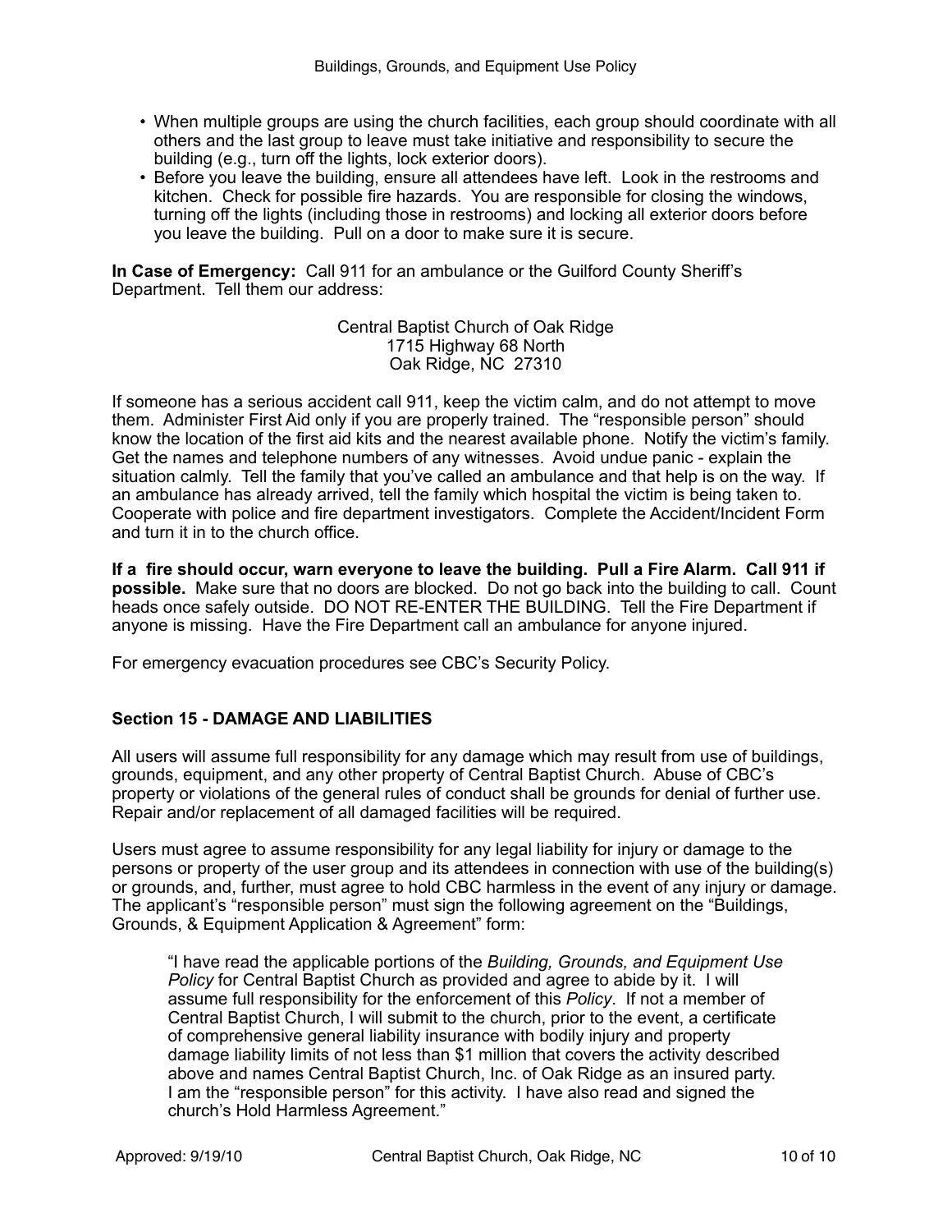- When multiple groups are using the church facilities, each group should coordinate with all others and the last group to leave must take initiative and responsibility to secure the building (e.g., turn off the lights, lock exterior doors).
- Before you leave the building, ensure all attendees have left. Look in the restrooms and kitchen. Check for possible fire hazards. You are responsible for closing the windows, turning off the lights (including those in restrooms) and locking all exterior doors before you leave the building. Pull on a door to make sure it is secure.

**In Case of Emergency:** Call 911 for an ambulance or the Guilford County Sheriff's Department. Tell them our address:

Central Baptist Church of Oak Ridge
1715 Highway 68 North
Oak Ridge, NC 27310

If someone has a serious accident call 911, keep the victim calm, and do not attempt to move them. Administer First Aid only if you are properly trained. The "responsible person" should know the location of the first aid kits and the nearest available phone. Notify the victim's family. Get the names and telephone numbers of any witnesses. Avoid undue panic - explain the situation calmly. Tell the family that you've called an ambulance and that help is on the way. If an ambulance has already arrived, tell the family which hospital the victim is being taken to. Cooperate with police and fire department investigators. Complete the Accident/Incident Form and turn it in to the church office.

**If a fire should occur, warn everyone to leave the building. Pull a Fire Alarm. Call 911 if possible.** Make sure that no doors are blocked. Do not go back into the building to call. Count heads once safely outside. DO NOT RE-ENTER THE BUILDING. Tell the Fire Department if anyone is missing. Have the Fire Department call an ambulance for anyone injured.

For emergency evacuation procedures see CBC's Security Policy.

## Section 15 - DAMAGE AND LIABILITIES

All users will assume full responsibility for any damage which may result from use of buildings, grounds, equipment, and any other property of Central Baptist Church. Abuse of CBC's property or violations of the general rules of conduct shall be grounds for denial of further use. Repair and/or replacement of all damaged facilities will be required.

Users must agree to assume responsibility for any legal liability for injury or damage to the persons or property of the user group and its attendees in connection with use of the building(s) or grounds, and, further, must agree to hold CBC harmless in the event of any injury or damage. The applicant's "responsible person" must sign the following agreement on the "Buildings, Grounds, & Equipment Application & Agreement" form:

> "I have read the applicable portions of the *Building, Grounds, and Equipment Use Policy* for Central Baptist Church as provided and agree to abide by it. I will assume full responsibility for the enforcement of this *Policy*. If not a member of Central Baptist Church, I will submit to the church, prior to the event, a certificate of comprehensive general liability insurance with bodily injury and property damage liability limits of not less than $1 million that covers the activity described above and names Central Baptist Church, Inc. of Oak Ridge as an insured party. I am the "responsible person" for this activity. I have also read and signed the church's Hold Harmless Agreement."